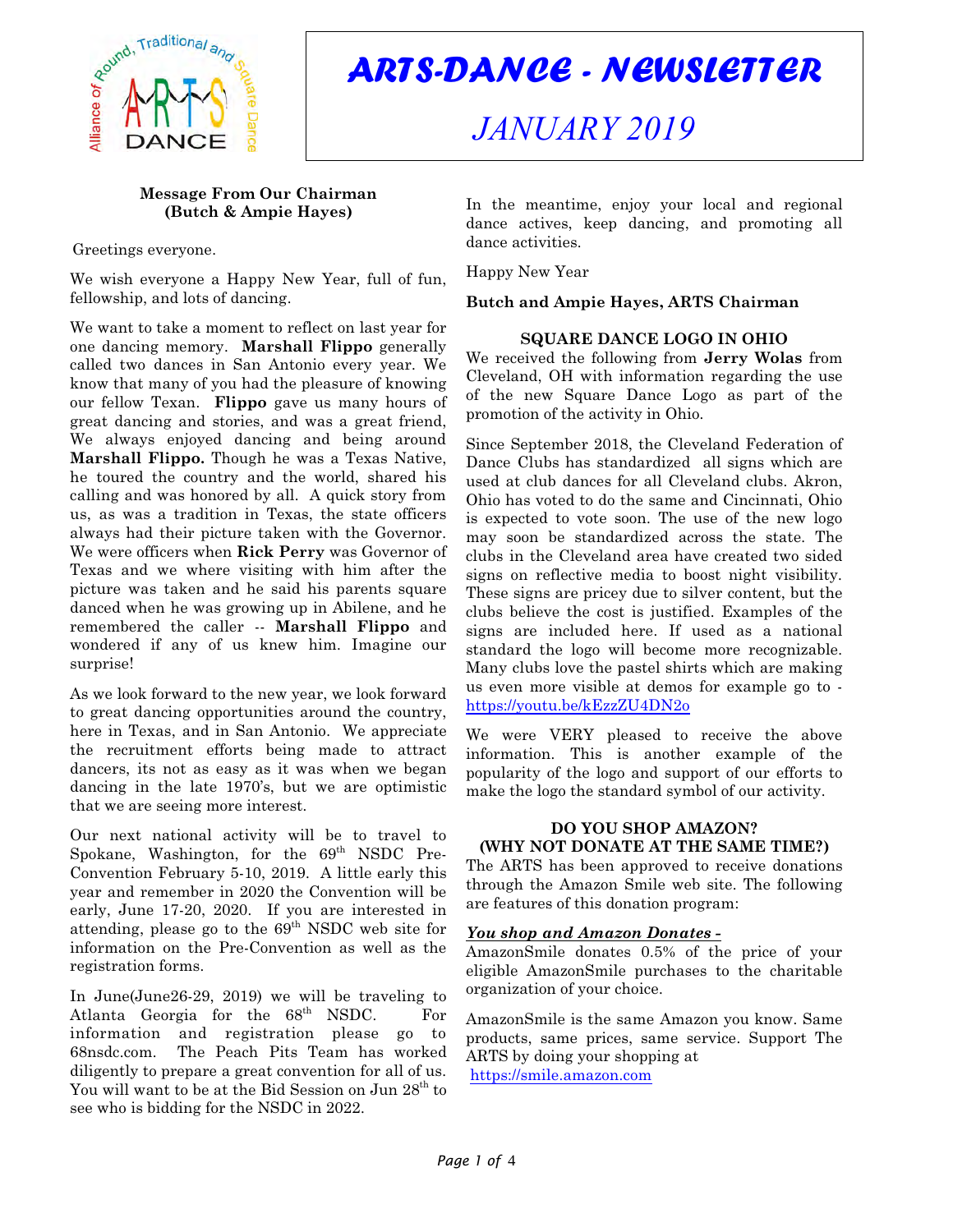# ARTS-DANCE - NEWSLETTER

## JANUARY 2019

### Message From Our Chairman (Butch & Ampie Hayes)

Greetings everyone.

We wish everyone a Happy New Year, full of fun, fellowship, and lots of dancing.

We want to take a moment to reflect on last year for one dancing memory. **Marshall Flippo** generally called two dances in San Antonio every year. We know that many of you had the pleasure of knowing our fellow Texan. **Flippo** gave us many hours of great dancing and stories, and was a great friend, We always enjoyed dancing and being around **Marshall Flippo.** Though he was a Texas Native, he toured the country and the world, shared his calling and was honored by all. A quick story from us, as was a tradition in Texas, the state officers always had their picture taken with the Governor. We were officers when **Rick Perry** was Governor of Texas and we where visiting with him after the picture was taken and he said his parents square danced when he was growing up in Abilene, and he remembered the caller -- **Marshall Flippo** and wondered if any of us knew him. Imagine our surprise!

As we look forward to the new year, we look forward to great dancing opportunities around the country, here in Texas, and in San Antonio. We appreciate the recruitment efforts being made to attract dancers, its not as easy as it was when we began dancing in the late 1970's, but we are optimistic that we are seeing more interest.

Our next national activity will be to travel to Spokane, Washington, for the 69th NSDC Pre-Convention February 5-10, 2019. A little early this year and remember in 2020 the Convention will be early, June 17-20, 2020. If you are interested in attending, please go to the 69th NSDC web site for information on the Pre-Convention as well as the registration forms.

In June(June26-29, 2019) we will be traveling to Atlanta Georgia for the 68th NSDC. For information and registration please go to 68nsdc.com. The Peach Pits Team has worked diligently to prepare a great convention for all of us. You will want to be at the Bid Session on Jun 28th to see who is bidding for the NSDC in 2022.

In the meantime, enjoy your local and regional dance actives, keep dancing, and promoting all dance activities.

Happy New Year

**Butch and Ampie Hayes, ARTS Chairman**

### SQUARE DANCE LOGO IN OHIO

We received the following from **Jerry Wolas** from Cleveland, OH with information regarding the use of the new Square Dance Logo as part of the promotion of the activity in Ohio.

Since September 2018, the Cleveland Federation of Dance Clubs has standardized all signs which are used at club dances for all Cleveland clubs. Akron, Ohio has voted to do the same and Cincinnati, Ohio is expected to vote soon. The use of the new logo may soon be standardized across the state. The clubs in the Cleveland area have created two sided signs on reflective media to boost night visibility. These signs are pricey due to silver content, but the clubs believe the cost is justified. Examples of the signs are included here. If used as a national standard the logo will become more recognizable. Many clubs love the pastel shirts which are making us even more visible at demos for example go to - https://youtu.be/kEzzZU4DN2o

We were VERY pleased to receive the above information. This is another example of the popularity of the logo and support of our efforts to make the logo the standard symbol of our activity.

### DO YOU SHOP AMAZON? (WHY NOT DONATE AT THE SAME TIME?)

The ARTS has been approved to receive donations through the Amazon Smile web site. The following are features of this donation program:

***You shop and Amazon Donates -***

AmazonSmile donates 0.5% of the price of your eligible AmazonSmile purchases to the charitable organization of your choice.

AmazonSmile is the same Amazon you know. Same products, same prices, same service. Support The ARTS by doing your shopping at https://smile.amazon.com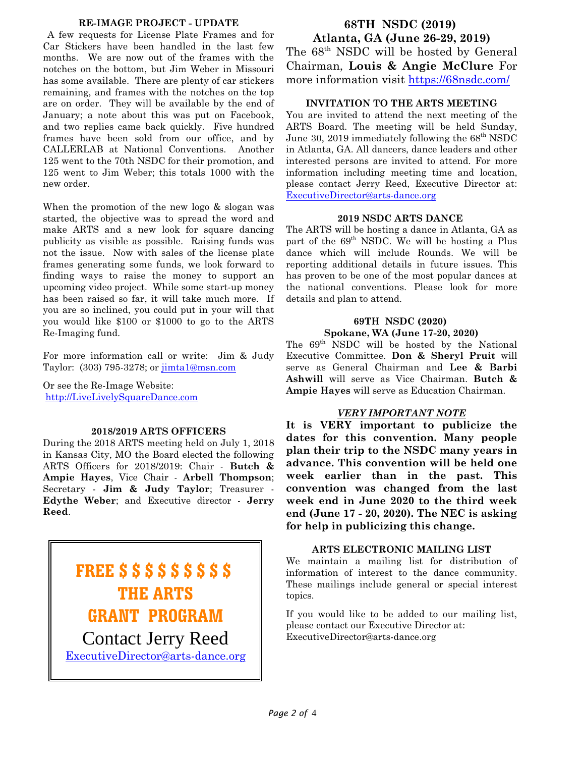## RE-IMAGE PROJECT - UPDATE

A few requests for License Plate Frames and for Car Stickers have been handled in the last few months. We are now out of the frames with the notches on the bottom, but Jim Weber in Missouri has some available. There are plenty of car stickers remaining, and frames with the notches on the top are on order. They will be available by the end of January; a note about this was put on Facebook, and two replies came back quickly. Five hundred frames have been sold from our office, and by CALLERLAB at National Conventions. Another 125 went to the 70th NSDC for their promotion, and 125 went to Jim Weber; this totals 1000 with the new order.

When the promotion of the new logo & slogan was started, the objective was to spread the word and make ARTS and a new look for square dancing publicity as visible as possible. Raising funds was not the issue. Now with sales of the license plate frames generating some funds, we look forward to finding ways to raise the money to support an upcoming video project. While some start-up money has been raised so far, it will take much more. If you are so inclined, you could put in your will that you would like $100 or $1000 to go to the ARTS Re-Imaging fund.

For more information call or write: Jim & Judy Taylor: (303) 795-3278; or jimta1@msn.com

Or see the Re-Image Website:
http://LiveLivelySquareDance.com

## 2018/2019 ARTS OFFICERS

During the 2018 ARTS meeting held on July 1, 2018 in Kansas City, MO the Board elected the following ARTS Officers for 2018/2019: Chair - **Butch & Ampie Hayes**, Vice Chair - **Arbell Thompson**; Secretary - **Jim & Judy Taylor**; Treasurer - **Edythe Weber**; and Executive director - **Jerry Reed**.

**FREE $ $ $ $ $ $ $ $ $**
**THE ARTS**
**GRANT PROGRAM**
Contact Jerry Reed
ExecutiveDirector@arts-dance.org

## 68TH NSDC (2019)
## Atlanta, GA (June 26-29, 2019)

The 68th NSDC will be hosted by General Chairman, **Louis & Angie McClure** For more information visit https://68nsdc.com/

## INVITATION TO THE ARTS MEETING

You are invited to attend the next meeting of the ARTS Board. The meeting will be held Sunday, June 30, 2019 immediately following the 68th NSDC in Atlanta, GA. All dancers, dance leaders and other interested persons are invited to attend. For more information including meeting time and location, please contact Jerry Reed, Executive Director at: ExecutiveDirector@arts-dance.org

## 2019 NSDC ARTS DANCE

The ARTS will be hosting a dance in Atlanta, GA as part of the 69th NSDC. We will be hosting a Plus dance which will include Rounds. We will be reporting additional details in future issues. This has proven to be one of the most popular dances at the national conventions. Please look for more details and plan to attend.

## 69TH NSDC (2020)
## Spokane, WA (June 17-20, 2020)

The 69th NSDC will be hosted by the National Executive Committee. **Don & Sheryl Pruit** will serve as General Chairman and **Lee & Barbi Ashwill** will serve as Vice Chairman. **Butch & Ampie Hayes** will serve as Education Chairman.

***VERY IMPORTANT NOTE***

**It is VERY important to publicize the dates for this convention. Many people plan their trip to the NSDC many years in advance. This convention will be held one week earlier than in the past. This convention was changed from the last week end in June 2020 to the third week end (June 17 - 20, 2020). The NEC is asking for help in publicizing this change.**

## ARTS ELECTRONIC MAILING LIST

We maintain a mailing list for distribution of information of interest to the dance community. These mailings include general or special interest topics.

If you would like to be added to our mailing list, please contact our Executive Director at:
ExecutiveDirector@arts-dance.org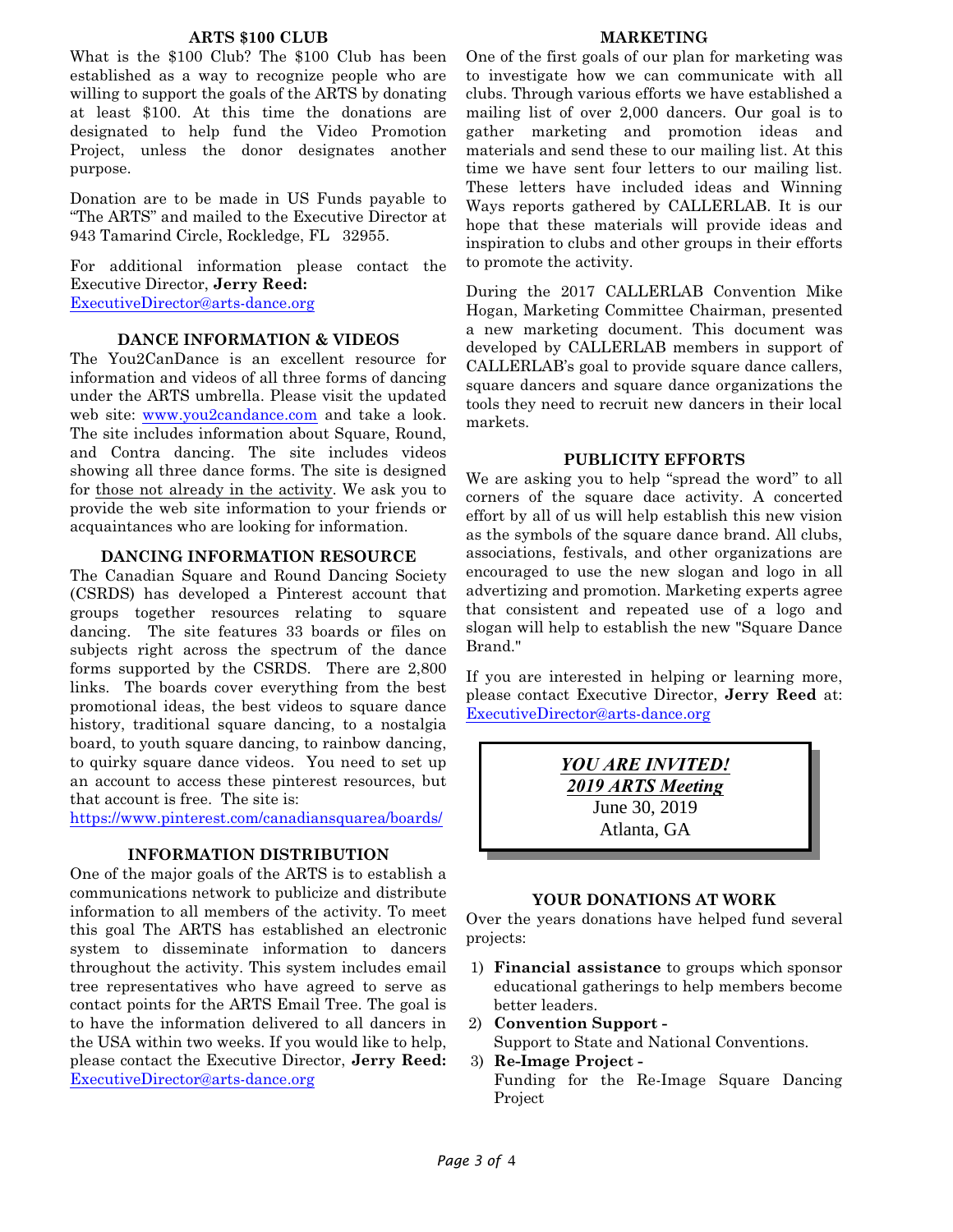## ARTS $100 CLUB

What is the $100 Club? The $100 Club has been established as a way to recognize people who are willing to support the goals of the ARTS by donating at least $100. At this time the donations are designated to help fund the Video Promotion Project, unless the donor designates another purpose.

Donation are to be made in US Funds payable to “The ARTS” and mailed to the Executive Director at 943 Tamarind Circle, Rockledge, FL 32955.

For additional information please contact the Executive Director, **Jerry Reed:** ExecutiveDirector@arts-dance.org

## DANCE INFORMATION & VIDEOS

The You2CanDance is an excellent resource for information and videos of all three forms of dancing under the ARTS umbrella. Please visit the updated web site: www.you2candance.com and take a look. The site includes information about Square, Round, and Contra dancing. The site includes videos showing all three dance forms. The site is designed for those not already in the activity. We ask you to provide the web site information to your friends or acquaintances who are looking for information.

## DANCING INFORMATION RESOURCE

The Canadian Square and Round Dancing Society (CSRDS) has developed a Pinterest account that groups together resources relating to square dancing. The site features 33 boards or files on subjects right across the spectrum of the dance forms supported by the CSRDS. There are 2,800 links. The boards cover everything from the best promotional ideas, the best videos to square dance history, traditional square dancing, to a nostalgia board, to youth square dancing, to rainbow dancing, to quirky square dance videos. You need to set up an account to access these pinterest resources, but that account is free. The site is: https://www.pinterest.com/canadiansquarea/boards/

## INFORMATION DISTRIBUTION

One of the major goals of the ARTS is to establish a communications network to publicize and distribute information to all members of the activity. To meet this goal The ARTS has established an electronic system to disseminate information to dancers throughout the activity. This system includes email tree representatives who have agreed to serve as contact points for the ARTS Email Tree. The goal is to have the information delivered to all dancers in the USA within two weeks. If you would like to help, please contact the Executive Director, **Jerry Reed:** ExecutiveDirector@arts-dance.org

## MARKETING

One of the first goals of our plan for marketing was to investigate how we can communicate with all clubs. Through various efforts we have established a mailing list of over 2,000 dancers. Our goal is to gather marketing and promotion ideas and materials and send these to our mailing list. At this time we have sent four letters to our mailing list. These letters have included ideas and Winning Ways reports gathered by CALLERLAB. It is our hope that these materials will provide ideas and inspiration to clubs and other groups in their efforts to promote the activity.

During the 2017 CALLERLAB Convention Mike Hogan, Marketing Committee Chairman, presented a new marketing document. This document was developed by CALLERLAB members in support of CALLERLAB’s goal to provide square dance callers, square dancers and square dance organizations the tools they need to recruit new dancers in their local markets.

## PUBLICITY EFFORTS

We are asking you to help “spread the word” to all corners of the square dace activity. A concerted effort by all of us will help establish this new vision as the symbols of the square dance brand. All clubs, associations, festivals, and other organizations are encouraged to use the new slogan and logo in all advertizing and promotion. Marketing experts agree that consistent and repeated use of a logo and slogan will help to establish the new "Square Dance Brand."

If you are interested in helping or learning more, please contact Executive Director, **Jerry Reed** at: ExecutiveDirector@arts-dance.org

***YOU ARE INVITED!***
***2019 ARTS Meeting***
June 30, 2019
Atlanta, GA

## YOUR DONATIONS AT WORK

Over the years donations have helped fund several projects:

1) **Financial assistance** to groups which sponsor educational gatherings to help members become better leaders.
2) **Convention Support -** Support to State and National Conventions.
3) **Re-Image Project -** Funding for the Re-Image Square Dancing Project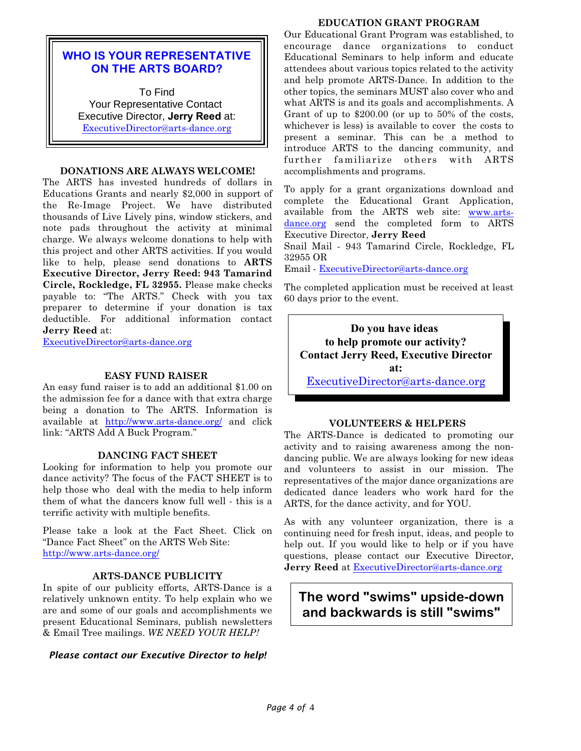## WHO IS YOUR REPRESENTATIVE ON THE ARTS BOARD?

To Find
Your Representative Contact
Executive Director, **Jerry Reed** at:
ExecutiveDirector@arts-dance.org

### DONATIONS ARE ALWAYS WELCOME!

The ARTS has invested hundreds of dollars in Educations Grants and nearly $2,000 in support of the Re-Image Project. We have distributed thousands of Live Lively pins, window stickers, and note pads throughout the activity at minimal charge. We always welcome donations to help with this project and other ARTS activities. If you would like to help, please send donations to **ARTS Executive Director, Jerry Reed: 943 Tamarind Circle, Rockledge, FL 32955.** Please make checks payable to: "The ARTS." Check with you tax preparer to determine if your donation is tax deductible. For additional information contact **Jerry Reed** at:
ExecutiveDirector@arts-dance.org

### EASY FUND RAISER

An easy fund raiser is to add an additional $1.00 on the admission fee for a dance with that extra charge being a donation to The ARTS. Information is available at http://www.arts-dance.org/ and click link: "ARTS Add A Buck Program."

### DANCING FACT SHEET

Looking for information to help you promote our dance activity? The focus of the FACT SHEET is to help those who deal with the media to help inform them of what the dancers know full well - this is a terrific activity with multiple benefits.

Please take a look at the Fact Sheet. Click on "Dance Fact Sheet" on the ARTS Web Site: http://www.arts-dance.org/

### ARTS-DANCE PUBLICITY

In spite of our publicity efforts, ARTS-Dance is a relatively unknown entity. To help explain who we are and some of our goals and accomplishments we present Educational Seminars, publish newsletters & Email Tree mailings. *WE NEED YOUR HELP!*

***Please contact our Executive Director to help!***

### EDUCATION GRANT PROGRAM

Our Educational Grant Program was established, to encourage dance organizations to conduct Educational Seminars to help inform and educate attendees about various topics related to the activity and help promote ARTS-Dance. In addition to the other topics, the seminars MUST also cover who and what ARTS is and its goals and accomplishments. A Grant of up to $200.00 (or up to 50% of the costs, whichever is less) is available to cover the costs to present a seminar. This can be a method to introduce ARTS to the dancing community, and further familiarize others with ARTS accomplishments and programs.

To apply for a grant organizations download and complete the Educational Grant Application, available from the ARTS web site: www.arts-dance.org send the completed form to ARTS Executive Director, **Jerry Reed**
Snail Mail - 943 Tamarind Circle, Rockledge, FL 32955 OR
Email - ExecutiveDirector@arts-dance.org

The completed application must be received at least 60 days prior to the event.

**Do you have ideas to help promote our activity? Contact Jerry Reed, Executive Director at:**
ExecutiveDirector@arts-dance.org

### VOLUNTEERS & HELPERS

The ARTS-Dance is dedicated to promoting our activity and to raising awareness among the non-dancing public. We are always looking for new ideas and volunteers to assist in our mission. The representatives of the major dance organizations are dedicated dance leaders who work hard for the ARTS, for the dance activity, and for YOU.

As with any volunteer organization, there is a continuing need for fresh input, ideas, and people to help out. If you would like to help or if you have questions, please contact our Executive Director, **Jerry Reed** at ExecutiveDirector@arts-dance.org

**The word "swims" upside-down and backwards is still "swims"**